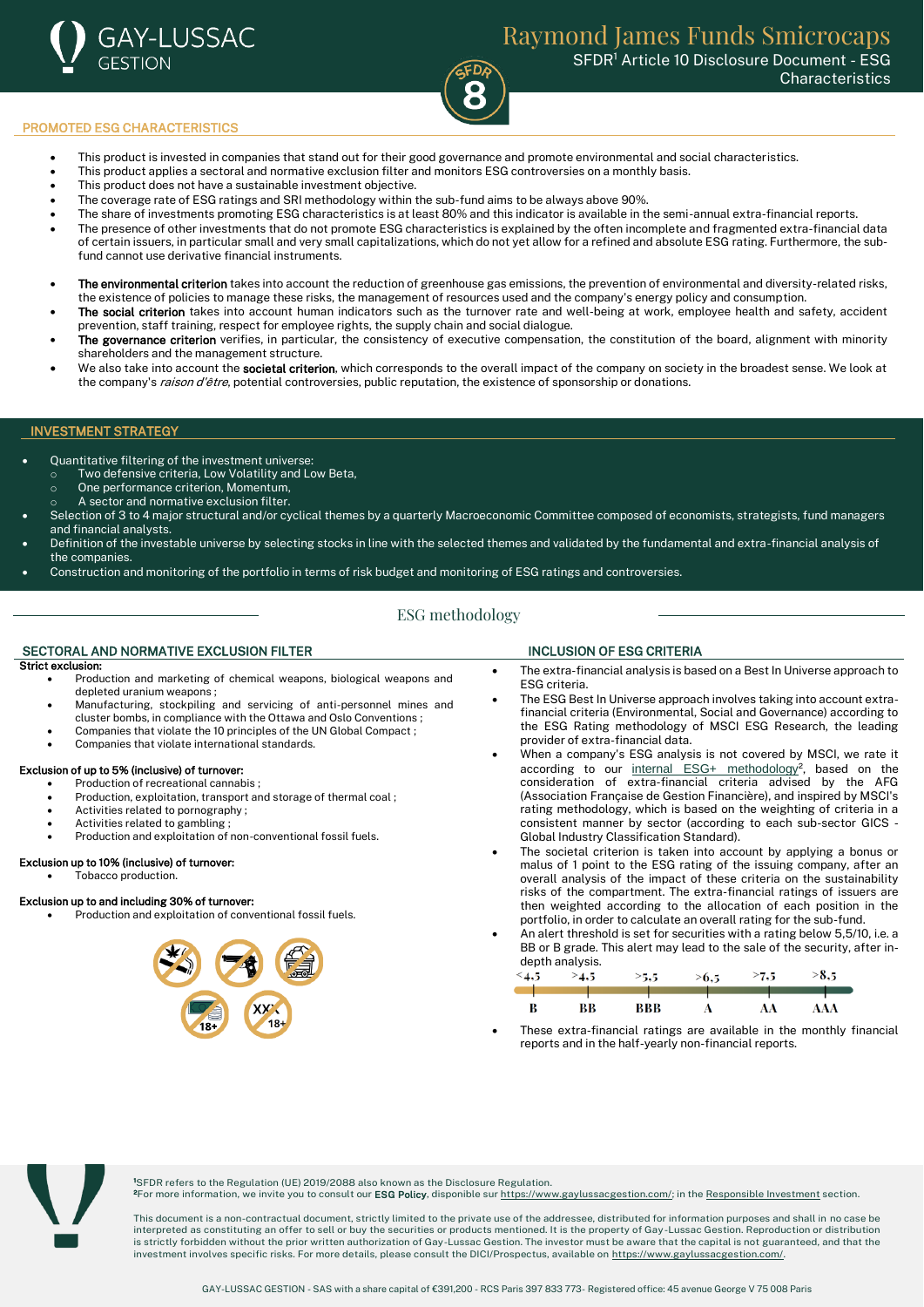GAY-LUSSAC GESTION

# Raymond James Funds Smicrocaps

SFDR[1] Article 10 Disclosure Document - ESG Characteristics

SFDR 8

## PROMOTED ESG CHARACTERISTICS

- This product is invested in companies that stand out for their good governance and promote environmental and social characteristics.
- This product applies a sectoral and normative exclusion filter and monitors ESG controversies on a monthly basis.
- This product does not have a sustainable investment objective.
- The coverage rate of ESG ratings and SRI methodology within the sub-fund aims to be always above 90%.
- The share of investments promoting ESG characteristics is at least 80% and this indicator is available in the semi-annual extra-financial reports.
- The presence of other investments that do not promote ESG characteristics is explained by the often incomplete and fragmented extra-financial data of certain issuers, in particular small and very small capitalizations, which do not yet allow for a refined and absolute ESG rating. Furthermore, the sub-fund cannot use derivative financial instruments.

- **The environmental criterion** takes into account the reduction of greenhouse gas emissions, the prevention of environmental and diversity-related risks, the existence of policies to manage these risks, the management of resources used and the company's energy policy and consumption.
- **The social criterion** takes into account human indicators such as the turnover rate and well-being at work, employee health and safety, accident prevention, staff training, respect for employee rights, the supply chain and social dialogue.
- **The governance criterion** verifies, in particular, the consistency of executive compensation, the constitution of the board, alignment with minority shareholders and the management structure.
- We also take into account the **societal criterion**, which corresponds to the overall impact of the company on society in the broadest sense. We look at the company's *raison d'être*, potential controversies, public reputation, the existence of sponsorship or donations.

## INVESTMENT STRATEGY

- Quantitative filtering of the investment universe:
  - Two defensive criteria, Low Volatility and Low Beta,
  - One performance criterion, Momentum,
  - A sector and normative exclusion filter.
- Selection of 3 to 4 major structural and/or cyclical themes by a quarterly Macroeconomic Committee composed of economists, strategists, fund managers and financial analysts.
- Definition of the investable universe by selecting stocks in line with the selected themes and validated by the fundamental and extra-financial analysis of the companies.
- Construction and monitoring of the portfolio in terms of risk budget and monitoring of ESG ratings and controversies.

## ESG methodology

### SECTORAL AND NORMATIVE EXCLUSION FILTER

**Strict exclusion:**

- Production and marketing of chemical weapons, biological weapons and depleted uranium weapons ;
- Manufacturing, stockpiling and servicing of anti-personnel mines and cluster bombs, in compliance with the Ottawa and Oslo Conventions ;
- Companies that violate the 10 principles of the UN Global Compact ;
- Companies that violate international standards.

**Exclusion of up to 5% (inclusive) of turnover:**

- Production of recreational cannabis ;
- Production, exploitation, transport and storage of thermal coal ;
- Activities related to pornography ;
- Activities related to gambling ;
- Production and exploitation of non-conventional fossil fuels.

**Exclusion up to 10% (inclusive) of turnover:**

- Tobacco production.

**Exclusion up to and including 30% of turnover:**

- Production and exploitation of conventional fossil fuels.

### INCLUSION OF ESG CRITERIA

- The extra-financial analysis is based on a Best In Universe approach to ESG criteria.
- The ESG Best In Universe approach involves taking into account extra-financial criteria (Environmental, Social and Governance) according to the ESG Rating methodology of MSCI ESG Research, the leading provider of extra-financial data.
- When a company's ESG analysis is not covered by MSCI, we rate it according to our internal ESG+ methodology[2], based on the consideration of extra-financial criteria advised by the AFG (Association Française de Gestion Financière), and inspired by MSCI's rating methodology, which is based on the weighting of criteria in a consistent manner by sector (according to each sub-sector GICS - Global Industry Classification Standard).
- The societal criterion is taken into account by applying a bonus or malus of 1 point to the ESG rating of the issuing company, after an overall analysis of the impact of these criteria on the sustainability risks of the compartment. The extra-financial ratings of issuers are then weighted according to the allocation of each position in the portfolio, in order to calculate an overall rating for the sub-fund.
- An alert threshold is set for securities with a rating below 5,5/10, i.e. a BB or B grade. This alert may lead to the sale of the security, after in-depth analysis.

| <4.5 | >4.5 | >5.5 | >6.5 | >7.5 | >8.5 |
|---|---|---|---|---|---|
| B | BB | BBB | A | AA | AAA |

- These extra-financial ratings are available in the monthly financial reports and in the half-yearly non-financial reports.

[1]SFDR refers to the Regulation (UE) 2019/2088 also known as the Disclosure Regulation.
[2]For more information, we invite you to consult our **ESG Policy**, disponible sur https://www.gaylussacgestion.com/; in the Responsible Investment section.

This document is a non-contractual document, strictly limited to the private use of the addressee, distributed for information purposes and shall in no case be interpreted as constituting an offer to sell or buy the securities or products mentioned. It is the property of Gay-Lussac Gestion. Reproduction or distribution is strictly forbidden without the prior written authorization of Gay-Lussac Gestion. The investor must be aware that the capital is not guaranteed, and that the investment involves specific risks. For more details, please consult the DICI/Prospectus, available on https://www.gaylussacgestion.com/.

GAY-LUSSAC GESTION - SAS with a share capital of €391,200 - RCS Paris 397 833 773- Registered office: 45 avenue George V 75 008 Paris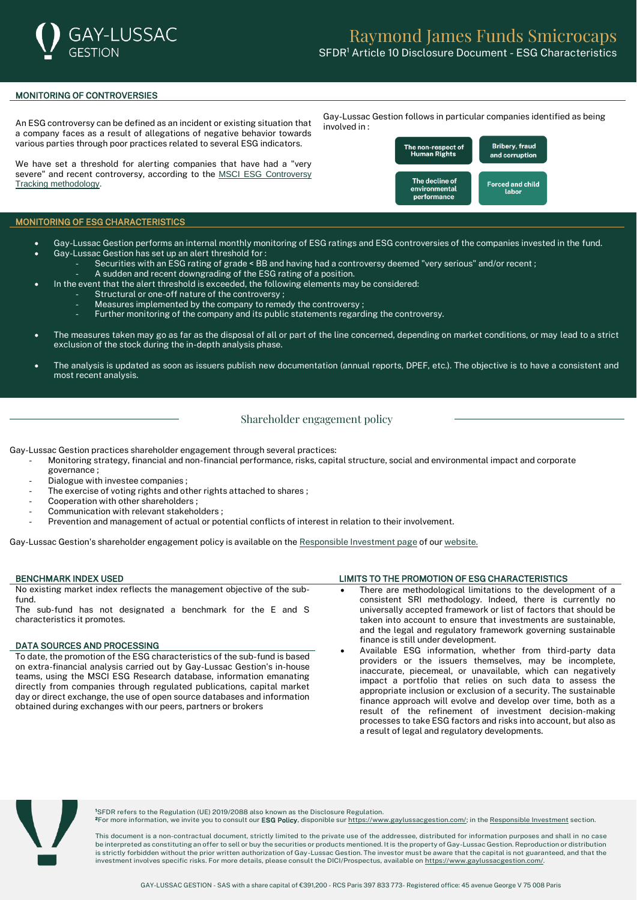## MONITORING OF CONTROVERSIES

An ESG controversy can be defined as an incident or existing situation that a company faces as a result of allegations of negative behavior towards various parties through poor practices related to several ESG indicators.

We have set a threshold for alerting companies that have had a "very severe" and recent controversy, according to the MSCI ESG Controversy Tracking methodology.

Gay-Lussac Gestion follows in particular companies identified as being involved in :

- The non-respect of Human Rights
- Bribery, fraud and corruption
- The decline of environmental performance
- Forced and child labor

## MONITORING OF ESG CHARACTERISTICS

- Gay-Lussac Gestion performs an internal monthly monitoring of ESG ratings and ESG controversies of the companies invested in the fund.
- Gay-Lussac Gestion has set up an alert threshold for :
  - Securities with an ESG rating of grade < BB and having had a controversy deemed "very serious" and/or recent ;
  - A sudden and recent downgrading of the ESG rating of a position.
- In the event that the alert threshold is exceeded, the following elements may be considered:
  - Structural or one-off nature of the controversy ;
  - Measures implemented by the company to remedy the controversy ;
  - Further monitoring of the company and its public statements regarding the controversy.
- The measures taken may go as far as the disposal of all or part of the line concerned, depending on market conditions, or may lead to a strict exclusion of the stock during the in-depth analysis phase.
- The analysis is updated as soon as issuers publish new documentation (annual reports, DPEF, etc.). The objective is to have a consistent and most recent analysis.

## Shareholder engagement policy

Gay-Lussac Gestion practices shareholder engagement through several practices:

- Monitoring strategy, financial and non-financial performance, risks, capital structure, social and environmental impact and corporate governance ;
- Dialogue with investee companies ;
- The exercise of voting rights and other rights attached to shares ;
- Cooperation with other shareholders ;
- Communication with relevant stakeholders ;
- Prevention and management of actual or potential conflicts of interest in relation to their involvement.

Gay-Lussac Gestion's shareholder engagement policy is available on the Responsible Investment page of our website.

## BENCHMARK INDEX USED

No existing market index reflects the management objective of the sub-fund.
The sub-fund has not designated a benchmark for the E and S characteristics it promotes.

## DATA SOURCES AND PROCESSING

To date, the promotion of the ESG characteristics of the sub-fund is based on extra-financial analysis carried out by Gay-Lussac Gestion's in-house teams, using the MSCI ESG Research database, information emanating directly from companies through regulated publications, capital market day or direct exchange, the use of open source databases and information obtained during exchanges with our peers, partners or brokers

## LIMITS TO THE PROMOTION OF ESG CHARACTERISTICS

- There are methodological limitations to the development of a consistent SRI methodology. Indeed, there is currently no universally accepted framework or list of factors that should be taken into account to ensure that investments are sustainable, and the legal and regulatory framework governing sustainable finance is still under development.
- Available ESG information, whether from third-party data providers or the issuers themselves, may be incomplete, inaccurate, piecemeal, or unavailable, which can negatively impact a portfolio that relies on such data to assess the appropriate inclusion or exclusion of a security. The sustainable finance approach will evolve and develop over time, both as a result of the refinement of investment decision-making processes to take ESG factors and risks into account, but also as a result of legal and regulatory developments.

[1]SFDR refers to the Regulation (UE) 2019/2088 also known as the Disclosure Regulation.
[2]For more information, we invite you to consult our **ESG Policy**, disponible sur https://www.gaylussacgestion.com/; in the Responsible Investment section.

This document is a non-contractual document, strictly limited to the private use of the addressee, distributed for information purposes and shall in no case be interpreted as constituting an offer to sell or buy the securities or products mentioned. It is the property of Gay-Lussac Gestion. Reproduction or distribution is strictly forbidden without the prior written authorization of Gay-Lussac Gestion. The investor must be aware that the capital is not guaranteed, and that the investment involves specific risks. For more details, please consult the DICI/Prospectus, available on https://www.gaylussacgestion.com/.

GAY-LUSSAC GESTION - SAS with a share capital of €391,200 - RCS Paris 397 833 773- Registered office: 45 avenue George V 75 008 Paris